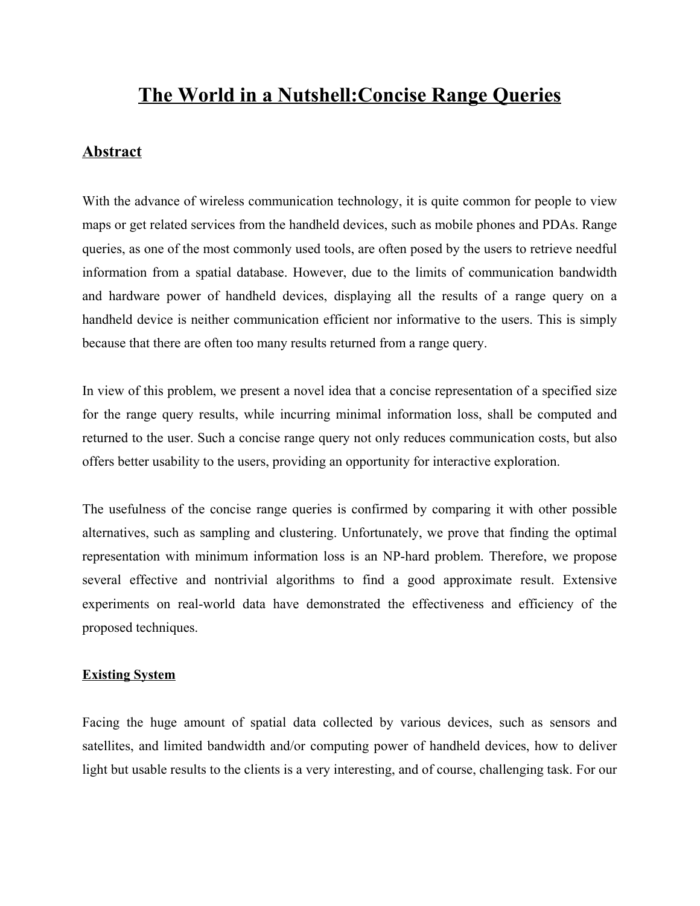# The World in a Nutshell:Concise Range Queries

## Abstract

With the advance of wireless communication technology, it is quite common for people to view maps or get related services from the handheld devices, such as mobile phones and PDAs. Range queries, as one of the most commonly used tools, are often posed by the users to retrieve needful information from a spatial database. However, due to the limits of communication bandwidth and hardware power of handheld devices, displaying all the results of a range query on a handheld device is neither communication efficient nor informative to the users. This is simply because that there are often too many results returned from a range query.

In view of this problem, we present a novel idea that a concise representation of a specified size for the range query results, while incurring minimal information loss, shall be computed and returned to the user. Such a concise range query not only reduces communication costs, but also offers better usability to the users, providing an opportunity for interactive exploration.

The usefulness of the concise range queries is confirmed by comparing it with other possible alternatives, such as sampling and clustering. Unfortunately, we prove that finding the optimal representation with minimum information loss is an NP-hard problem. Therefore, we propose several effective and nontrivial algorithms to find a good approximate result. Extensive experiments on real-world data have demonstrated the effectiveness and efficiency of the proposed techniques.

### Existing System

Facing the huge amount of spatial data collected by various devices, such as sensors and satellites, and limited bandwidth and/or computing power of handheld devices, how to deliver light but usable results to the clients is a very interesting, and of course, challenging task. For our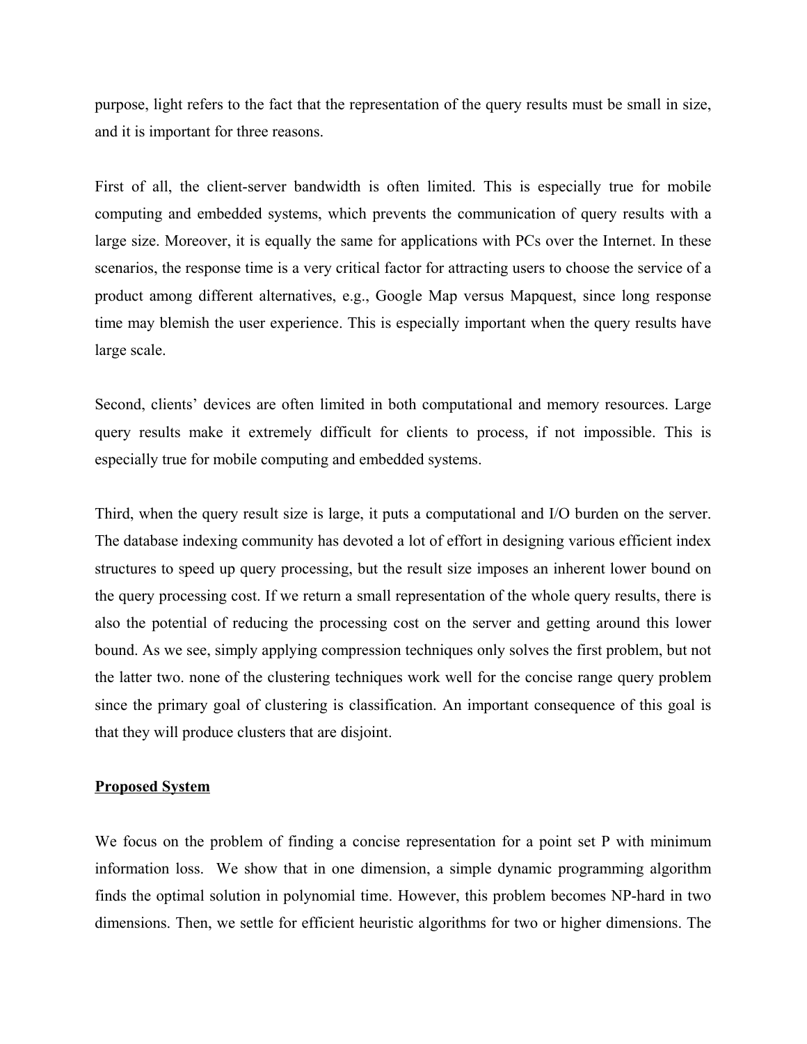purpose, light refers to the fact that the representation of the query results must be small in size, and it is important for three reasons.

First of all, the client-server bandwidth is often limited. This is especially true for mobile computing and embedded systems, which prevents the communication of query results with a large size. Moreover, it is equally the same for applications with PCs over the Internet. In these scenarios, the response time is a very critical factor for attracting users to choose the service of a product among different alternatives, e.g., Google Map versus Mapquest, since long response time may blemish the user experience. This is especially important when the query results have large scale.

Second, clients' devices are often limited in both computational and memory resources. Large query results make it extremely difficult for clients to process, if not impossible. This is especially true for mobile computing and embedded systems.

Third, when the query result size is large, it puts a computational and I/O burden on the server. The database indexing community has devoted a lot of effort in designing various efficient index structures to speed up query processing, but the result size imposes an inherent lower bound on the query processing cost. If we return a small representation of the whole query results, there is also the potential of reducing the processing cost on the server and getting around this lower bound. As we see, simply applying compression techniques only solves the first problem, but not the latter two. none of the clustering techniques work well for the concise range query problem since the primary goal of clustering is classification. An important consequence of this goal is that they will produce clusters that are disjoint.

## Proposed System

We focus on the problem of finding a concise representation for a point set P with minimum information loss. We show that in one dimension, a simple dynamic programming algorithm finds the optimal solution in polynomial time. However, this problem becomes NP-hard in two dimensions. Then, we settle for efficient heuristic algorithms for two or higher dimensions. The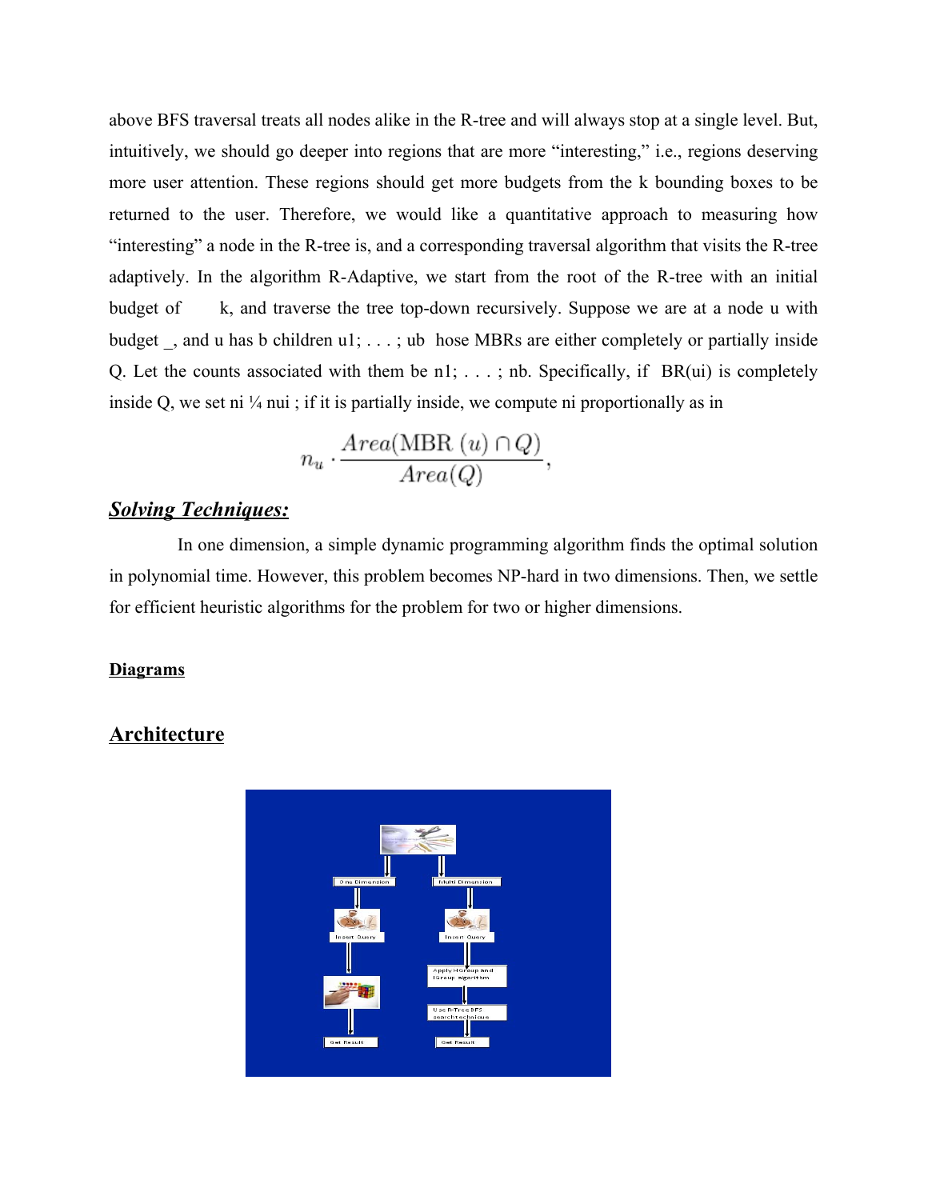above BFS traversal treats all nodes alike in the R-tree and will always stop at a single level. But, intuitively, we should go deeper into regions that are more “interesting,” i.e., regions deserving more user attention. These regions should get more budgets from the k bounding boxes to be returned to the user. Therefore, we would like a quantitative approach to measuring how “interesting” a node in the R-tree is, and a corresponding traversal algorithm that visits the R-tree adaptively. In the algorithm R-Adaptive, we start from the root of the R-tree with an initial budget of    k, and traverse the tree top-down recursively. Suppose we are at a node u with budget _, and u has b children u1; . . . ; ub  hose MBRs are either completely or partially inside Q. Let the counts associated with them be n1; . . . ; nb. Specifically, if  BR(ui) is completely inside Q, we set ni ¼ nui ; if it is partially inside, we compute ni proportionally as in

$$n_u \cdot \frac{Area(\text{MBR}\ (u) \cap Q)}{Area(Q)},$$

## ***Solving Techniques:***

In one dimension, a simple dynamic programming algorithm finds the optimal solution in polynomial time. However, this problem becomes NP-hard in two dimensions. Then, we settle for efficient heuristic algorithms for the problem for two or higher dimensions.

**Diagrams**

## Architecture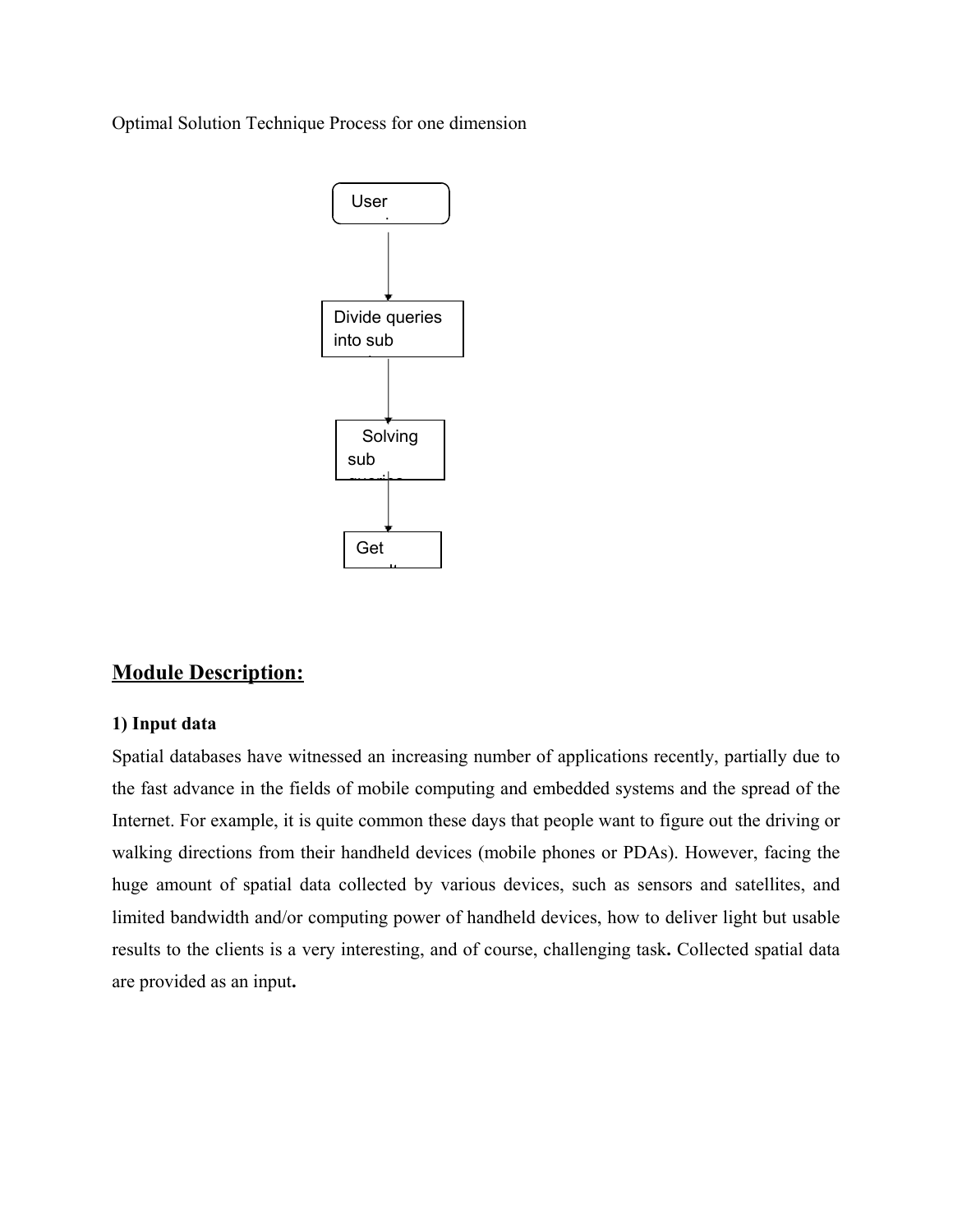Optimal Solution Technique Process for one dimension

User

Divide queries into sub

Solving sub

Get

## Module Description:

**1) Input data**

Spatial databases have witnessed an increasing number of applications recently, partially due to the fast advance in the fields of mobile computing and embedded systems and the spread of the Internet. For example, it is quite common these days that people want to figure out the driving or walking directions from their handheld devices (mobile phones or PDAs). However, facing the huge amount of spatial data collected by various devices, such as sensors and satellites, and limited bandwidth and/or computing power of handheld devices, how to deliver light but usable results to the clients is a very interesting, and of course, challenging task**.** Collected spatial data are provided as an input**.**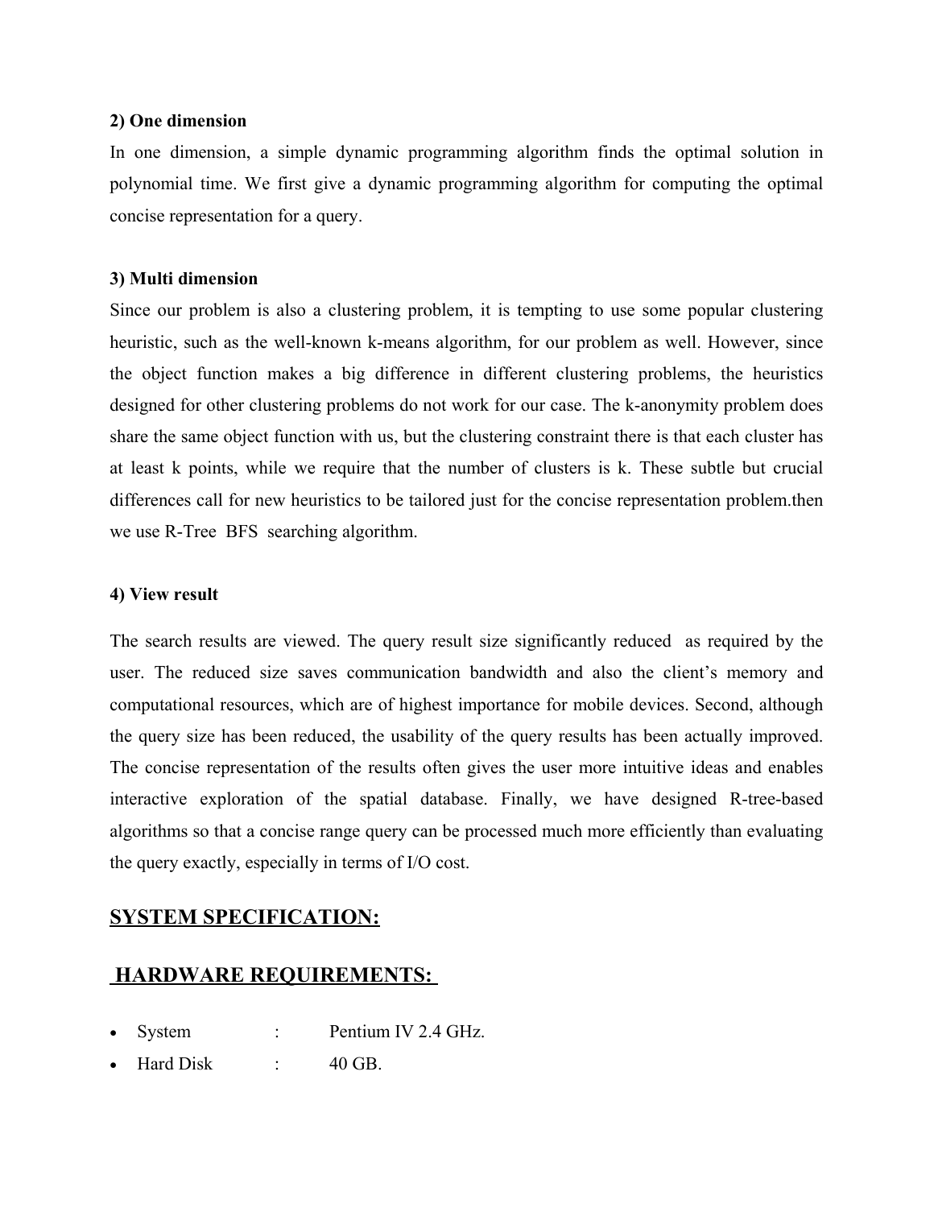**2) One dimension**

In one dimension, a simple dynamic programming algorithm finds the optimal solution in polynomial time. We first give a dynamic programming algorithm for computing the optimal concise representation for a query.

**3) Multi dimension**

Since our problem is also a clustering problem, it is tempting to use some popular clustering heuristic, such as the well-known k-means algorithm, for our problem as well. However, since the object function makes a big difference in different clustering problems, the heuristics designed for other clustering problems do not work for our case. The k-anonymity problem does share the same object function with us, but the clustering constraint there is that each cluster has at least k points, while we require that the number of clusters is k. These subtle but crucial differences call for new heuristics to be tailored just for the concise representation problem.then we use R-Tree BFS searching algorithm.

**4) View result**

The search results are viewed. The query result size significantly reduced as required by the user. The reduced size saves communication bandwidth and also the client's memory and computational resources, which are of highest importance for mobile devices. Second, although the query size has been reduced, the usability of the query results has been actually improved. The concise representation of the results often gives the user more intuitive ideas and enables interactive exploration of the spatial database. Finally, we have designed R-tree-based algorithms so that a concise range query can be processed much more efficiently than evaluating the query exactly, especially in terms of I/O cost.

## SYSTEM SPECIFICATION:

## HARDWARE REQUIREMENTS:

- System : Pentium IV 2.4 GHz.
- Hard Disk : 40 GB.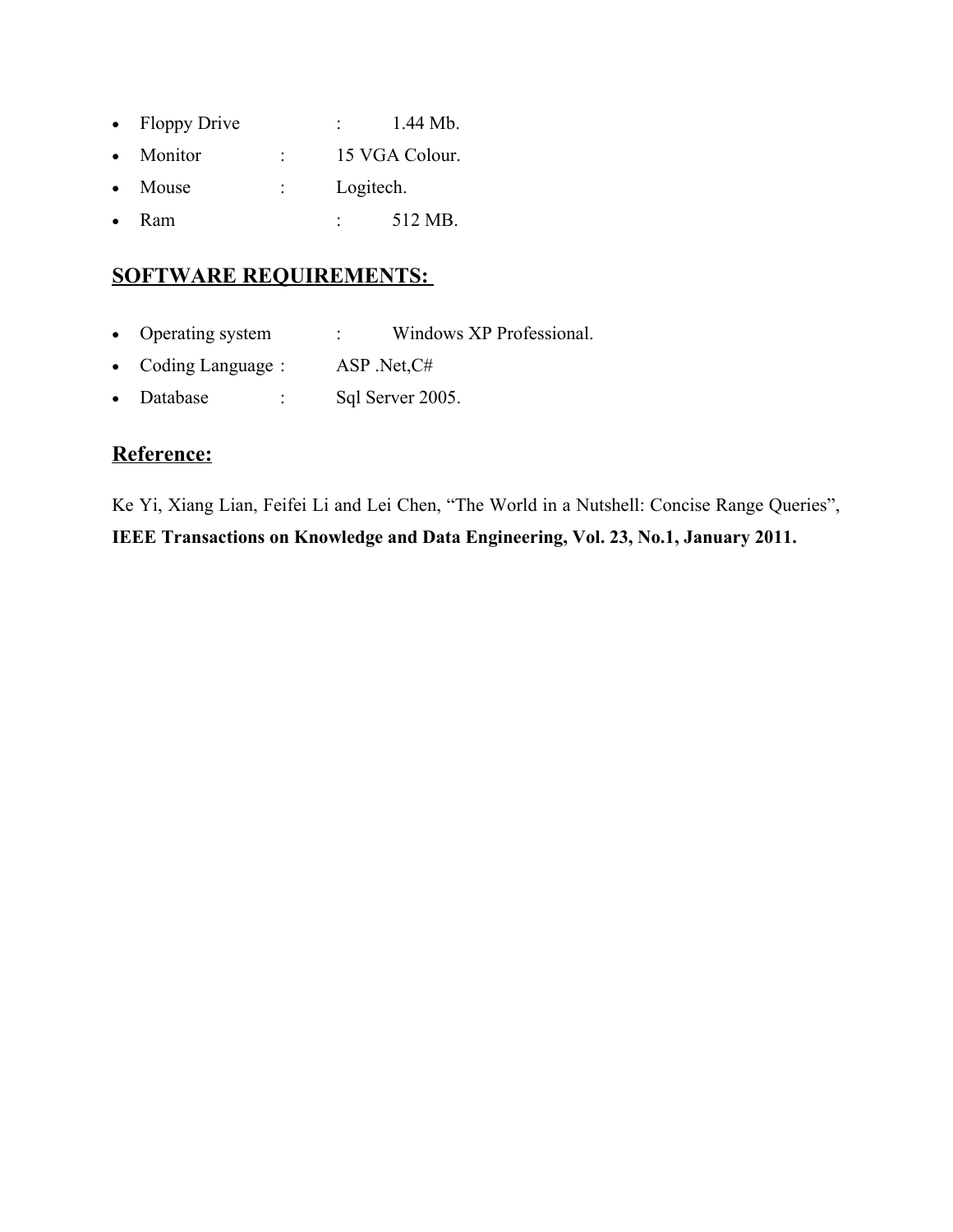- Floppy Drive : 1.44 Mb.
- Monitor : 15 VGA Colour.
- Mouse : Logitech.
- Ram : 512 MB.

## SOFTWARE REQUIREMENTS:

- Operating system : Windows XP Professional.
- Coding Language : ASP .Net,C#
- Database : Sql Server 2005.

## Reference:

Ke Yi, Xiang Lian, Feifei Li and Lei Chen, “The World in a Nutshell: Concise Range Queries”, **IEEE Transactions on Knowledge and Data Engineering, Vol. 23, No.1, January 2011.**